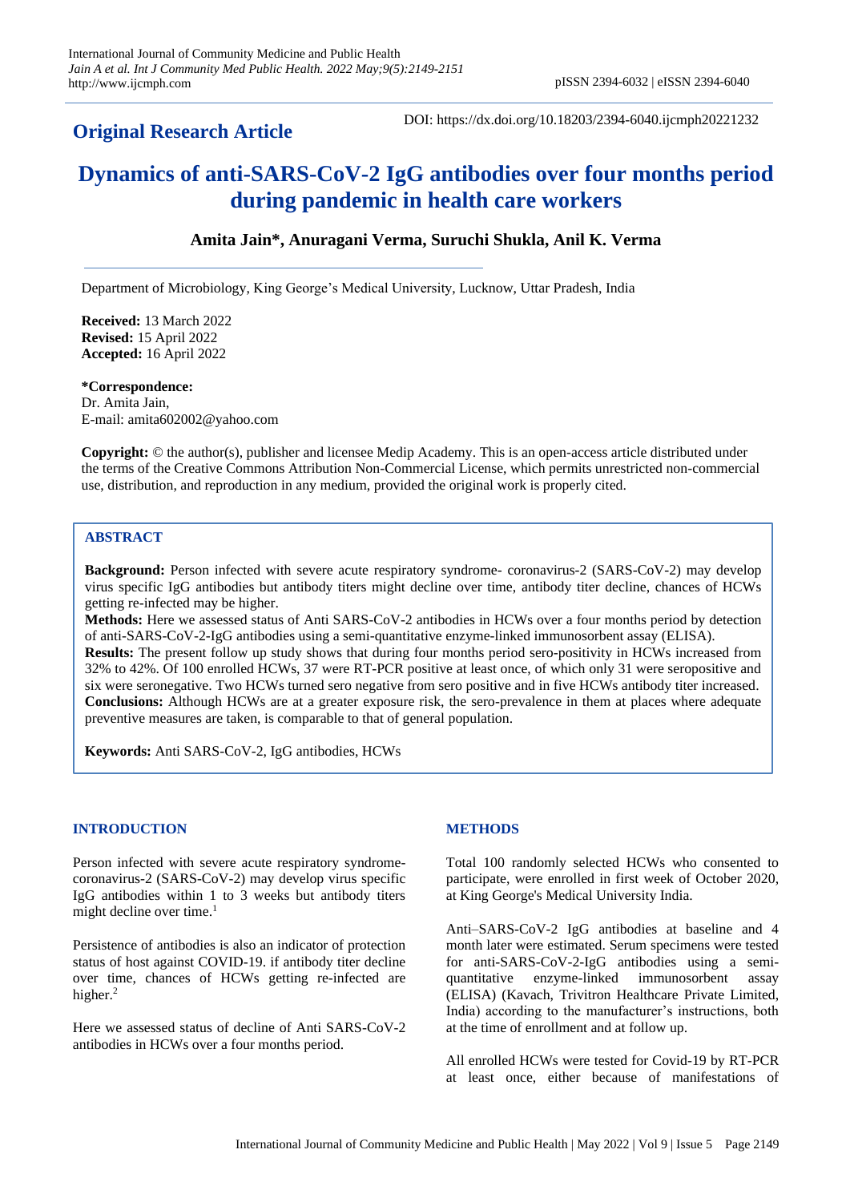**Original Research Article**

DOI: https://dx.doi.org/10.18203/2394-6040.ijcmph20221232

# Dynamics of anti-SARS-CoV-2 IgG antibodies over four months period during pandemic in health care workers

**Amita Jain\*, Anuragani Verma, Suruchi Shukla, Anil K. Verma**

Department of Microbiology, King George's Medical University, Lucknow, Uttar Pradesh, India

**Received:** 13 March 2022
**Revised:** 15 April 2022
**Accepted:** 16 April 2022

**\*Correspondence:**
Dr. Amita Jain,
E-mail: amita602002@yahoo.com

**Copyright:** © the author(s), publisher and licensee Medip Academy. This is an open-access article distributed under the terms of the Creative Commons Attribution Non-Commercial License, which permits unrestricted non-commercial use, distribution, and reproduction in any medium, provided the original work is properly cited.

## ABSTRACT

**Background:** Person infected with severe acute respiratory syndrome- coronavirus-2 (SARS-CoV-2) may develop virus specific IgG antibodies but antibody titers might decline over time, antibody titer decline, chances of HCWs getting re-infected may be higher.

**Methods:** Here we assessed status of Anti SARS-CoV-2 antibodies in HCWs over a four months period by detection of anti-SARS-CoV-2-IgG antibodies using a semi-quantitative enzyme-linked immunosorbent assay (ELISA).

**Results:** The present follow up study shows that during four months period sero-positivity in HCWs increased from 32% to 42%. Of 100 enrolled HCWs, 37 were RT-PCR positive at least once, of which only 31 were seropositive and six were seronegative. Two HCWs turned sero negative from sero positive and in five HCWs antibody titer increased.

**Conclusions:** Although HCWs are at a greater exposure risk, the sero-prevalence in them at places where adequate preventive measures are taken, is comparable to that of general population.

**Keywords:** Anti SARS-CoV-2, IgG antibodies, HCWs

## INTRODUCTION

Person infected with severe acute respiratory syndrome-coronavirus-2 (SARS-CoV-2) may develop virus specific IgG antibodies within 1 to 3 weeks but antibody titers might decline over time.[1]

Persistence of antibodies is also an indicator of protection status of host against COVID-19. if antibody titer decline over time, chances of HCWs getting re-infected are higher.[2]

Here we assessed status of decline of Anti SARS-CoV-2 antibodies in HCWs over a four months period.

## METHODS

Total 100 randomly selected HCWs who consented to participate, were enrolled in first week of October 2020, at King George's Medical University India.

Anti–SARS-CoV-2 IgG antibodies at baseline and 4 month later were estimated. Serum specimens were tested for anti-SARS-CoV-2-IgG antibodies using a semi-quantitative enzyme-linked immunosorbent assay (ELISA) (Kavach, Trivitron Healthcare Private Limited, India) according to the manufacturer's instructions, both at the time of enrollment and at follow up.

All enrolled HCWs were tested for Covid-19 by RT-PCR at least once, either because of manifestations of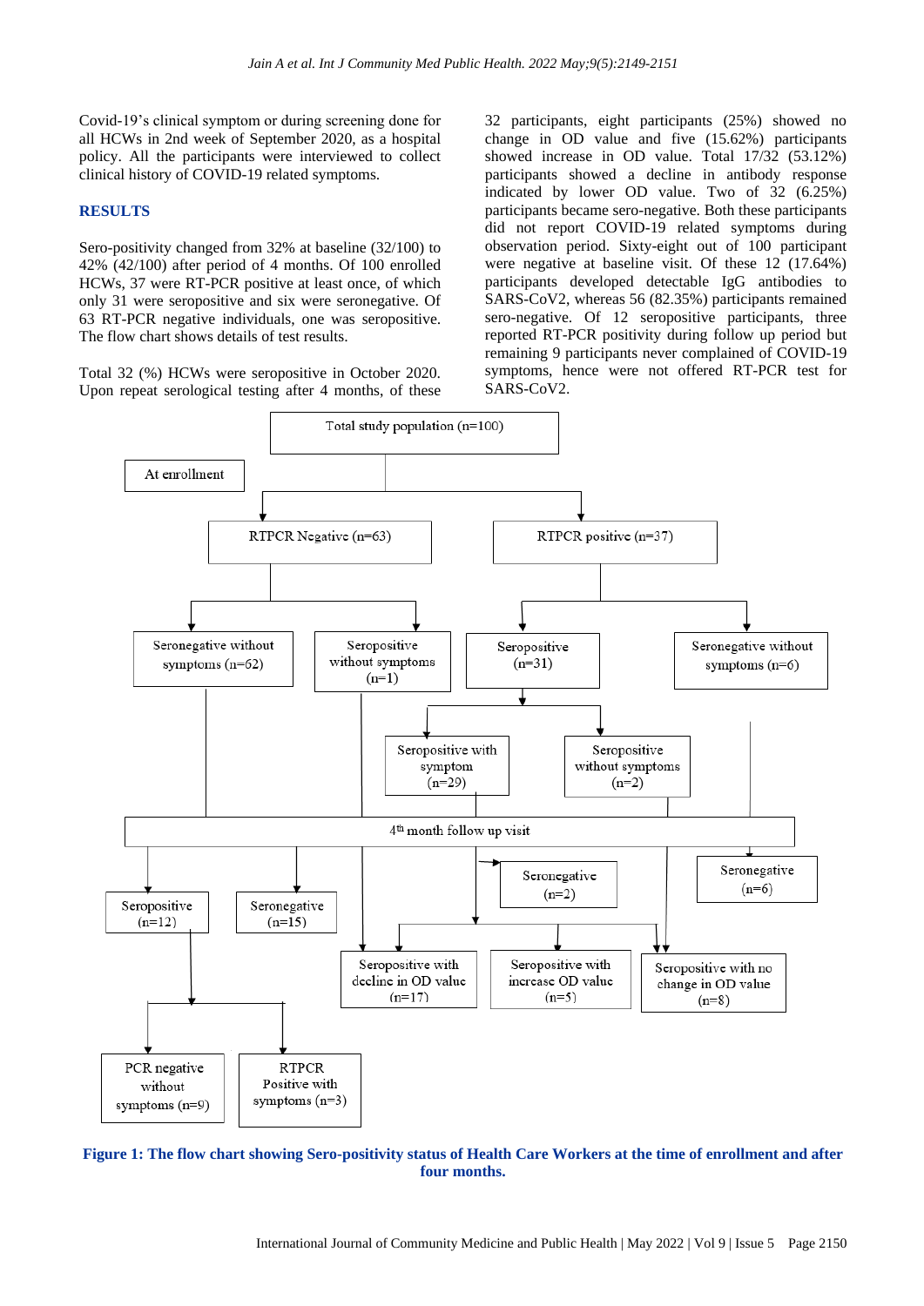Covid-19's clinical symptom or during screening done for all HCWs in 2nd week of September 2020, as a hospital policy. All the participants were interviewed to collect clinical history of COVID-19 related symptoms.

## RESULTS

Sero-positivity changed from 32% at baseline (32/100) to 42% (42/100) after period of 4 months. Of 100 enrolled HCWs, 37 were RT-PCR positive at least once, of which only 31 were seropositive and six were seronegative. Of 63 RT-PCR negative individuals, one was seropositive. The flow chart shows details of test results.

Total 32 (%) HCWs were seropositive in October 2020. Upon repeat serological testing after 4 months, of these 32 participants, eight participants (25%) showed no change in OD value and five (15.62%) participants showed increase in OD value. Total 17/32 (53.12%) participants showed a decline in antibody response indicated by lower OD value. Two of 32 (6.25%) participants became sero-negative. Both these participants did not report COVID-19 related symptoms during observation period. Sixty-eight out of 100 participant were negative at baseline visit. Of these 12 (17.64%) participants developed detectable IgG antibodies to SARS-CoV2, whereas 56 (82.35%) participants remained sero-negative. Of 12 seropositive participants, three reported RT-PCR positivity during follow up period but remaining 9 participants never complained of COVID-19 symptoms, hence were not offered RT-PCR test for SARS-CoV2.

**Figure 1: The flow chart showing Sero-positivity status of Health Care Workers at the time of enrollment and after four months.**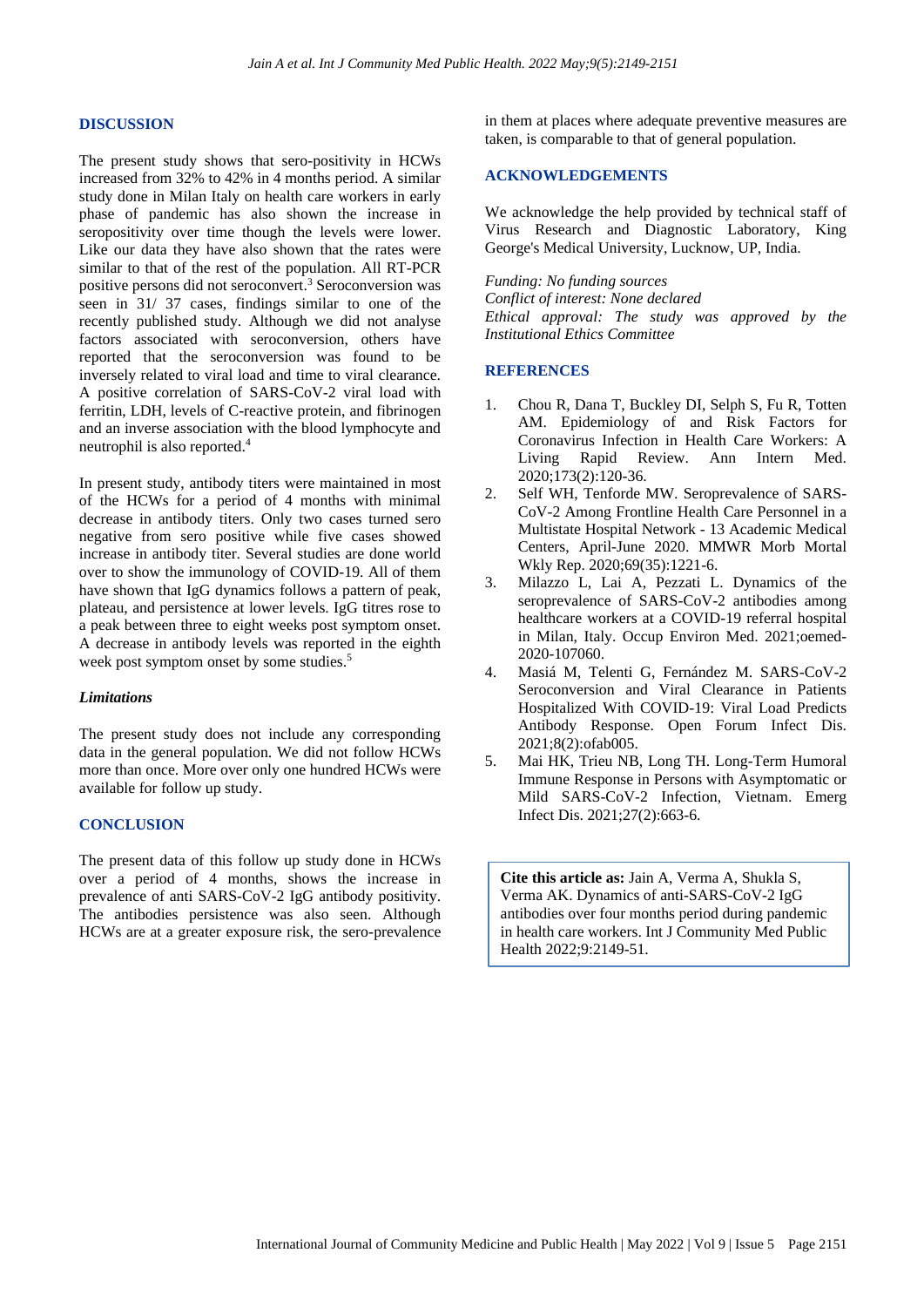## DISCUSSION

The present study shows that sero-positivity in HCWs increased from 32% to 42% in 4 months period. A similar study done in Milan Italy on health care workers in early phase of pandemic has also shown the increase in seropositivity over time though the levels were lower. Like our data they have also shown that the rates were similar to that of the rest of the population. All RT-PCR positive persons did not seroconvert.[3] Seroconversion was seen in 31/ 37 cases, findings similar to one of the recently published study. Although we did not analyse factors associated with seroconversion, others have reported that the seroconversion was found to be inversely related to viral load and time to viral clearance. A positive correlation of SARS-CoV-2 viral load with ferritin, LDH, levels of C-reactive protein, and fibrinogen and an inverse association with the blood lymphocyte and neutrophil is also reported.[4]

In present study, antibody titers were maintained in most of the HCWs for a period of 4 months with minimal decrease in antibody titers. Only two cases turned sero negative from sero positive while five cases showed increase in antibody titer. Several studies are done world over to show the immunology of COVID-19. All of them have shown that IgG dynamics follows a pattern of peak, plateau, and persistence at lower levels. IgG titres rose to a peak between three to eight weeks post symptom onset. A decrease in antibody levels was reported in the eighth week post symptom onset by some studies.[5]

### *Limitations*

The present study does not include any corresponding data in the general population. We did not follow HCWs more than once. More over only one hundred HCWs were available for follow up study.

## CONCLUSION

The present data of this follow up study done in HCWs over a period of 4 months, shows the increase in prevalence of anti SARS-CoV-2 IgG antibody positivity. The antibodies persistence was also seen. Although HCWs are at a greater exposure risk, the sero-prevalence in them at places where adequate preventive measures are taken, is comparable to that of general population.

## ACKNOWLEDGEMENTS

We acknowledge the help provided by technical staff of Virus Research and Diagnostic Laboratory, King George's Medical University, Lucknow, UP, India.

*Funding: No funding sources*
*Conflict of interest: None declared*
*Ethical approval: The study was approved by the Institutional Ethics Committee*

## REFERENCES

1. Chou R, Dana T, Buckley DI, Selph S, Fu R, Totten AM. Epidemiology of and Risk Factors for Coronavirus Infection in Health Care Workers: A Living Rapid Review. Ann Intern Med. 2020;173(2):120-36.
2. Self WH, Tenforde MW. Seroprevalence of SARS-CoV-2 Among Frontline Health Care Personnel in a Multistate Hospital Network - 13 Academic Medical Centers, April-June 2020. MMWR Morb Mortal Wkly Rep. 2020;69(35):1221-6.
3. Milazzo L, Lai A, Pezzati L. Dynamics of the seroprevalence of SARS-CoV-2 antibodies among healthcare workers at a COVID-19 referral hospital in Milan, Italy. Occup Environ Med. 2021;oemed-2020-107060.
4. Masiá M, Telenti G, Fernández M. SARS-CoV-2 Seroconversion and Viral Clearance in Patients Hospitalized With COVID-19: Viral Load Predicts Antibody Response. Open Forum Infect Dis. 2021;8(2):ofab005.
5. Mai HK, Trieu NB, Long TH. Long-Term Humoral Immune Response in Persons with Asymptomatic or Mild SARS-CoV-2 Infection, Vietnam. Emerg Infect Dis. 2021;27(2):663-6.

**Cite this article as:** Jain A, Verma A, Shukla S, Verma AK. Dynamics of anti-SARS-CoV-2 IgG antibodies over four months period during pandemic in health care workers. Int J Community Med Public Health 2022;9:2149-51.